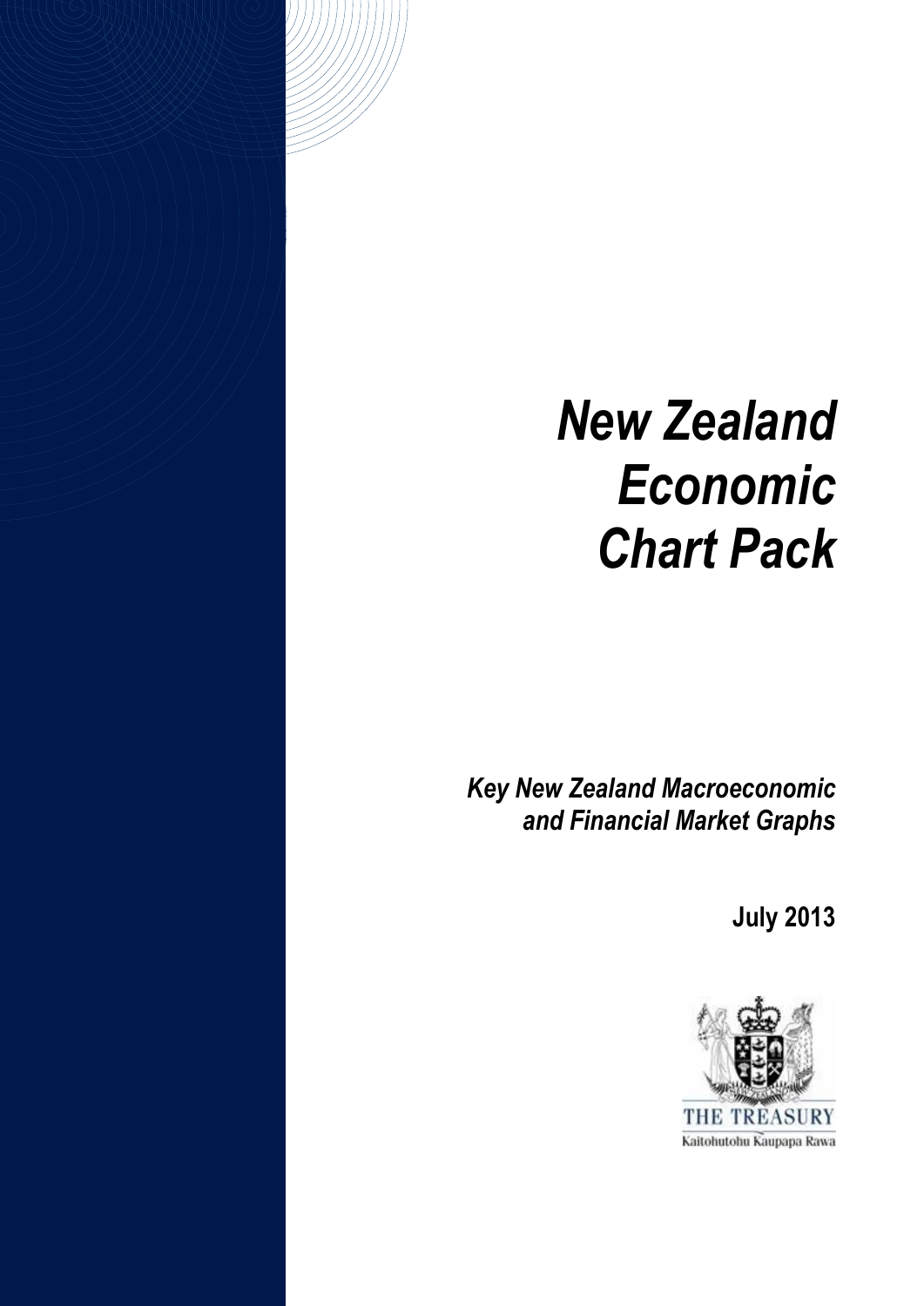# *New Zealand Economic Chart Pack*

***Key New Zealand Macroeconomic and Financial Market Graphs***

**July 2013**

THE TREASURY

Kaitohutohu Kaupapa Rawa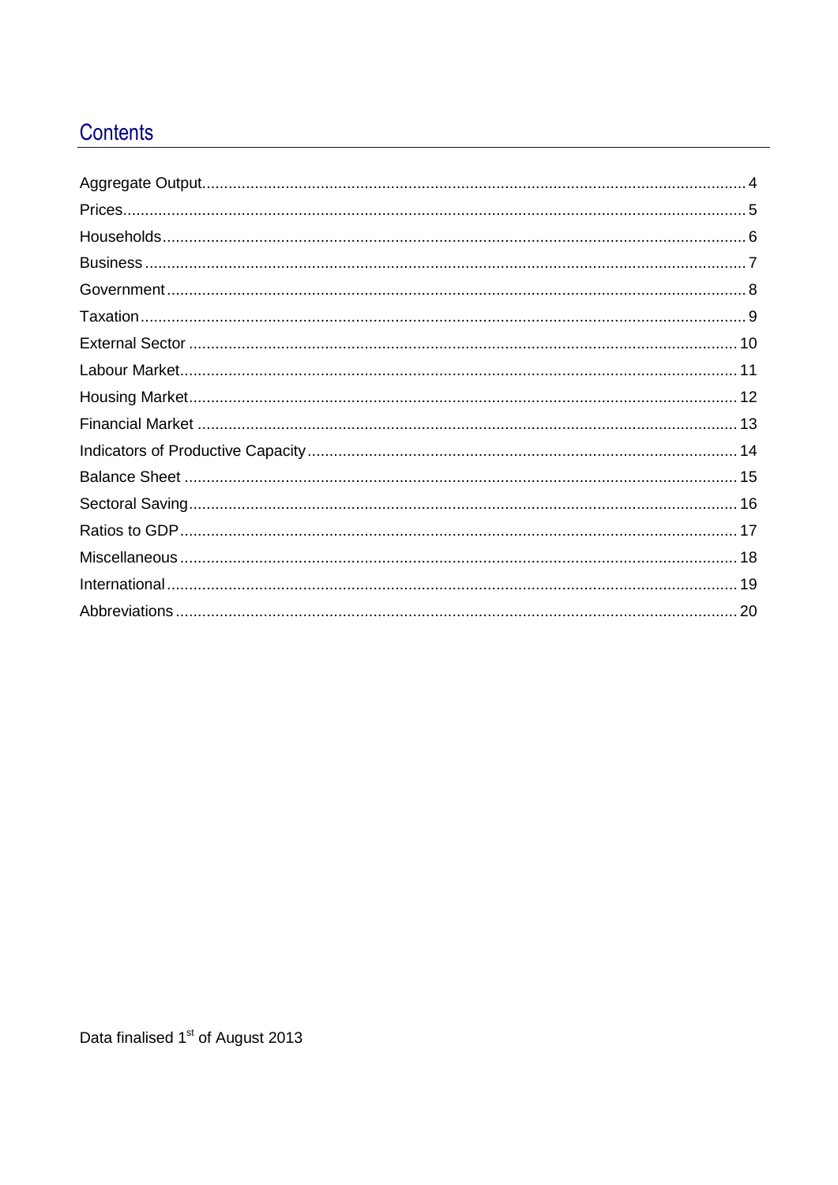# Contents

Aggregate Output........................................................................................................................4
Prices........................................................................................................................................5
Households................................................................................................................................6
Business....................................................................................................................................7
Government...............................................................................................................................8
Taxation.....................................................................................................................................9
External Sector.........................................................................................................................10
Labour Market..........................................................................................................................11
Housing Market........................................................................................................................12
Financial Market.......................................................................................................................13
Indicators of Productive Capacity.............................................................................................14
Balance Sheet..........................................................................................................................15
Sectoral Saving.........................................................................................................................16
Ratios to GDP...........................................................................................................................17
Miscellaneous...........................................................................................................................18
International..............................................................................................................................19
Abbreviations............................................................................................................................20

Data finalised 1st of August 2013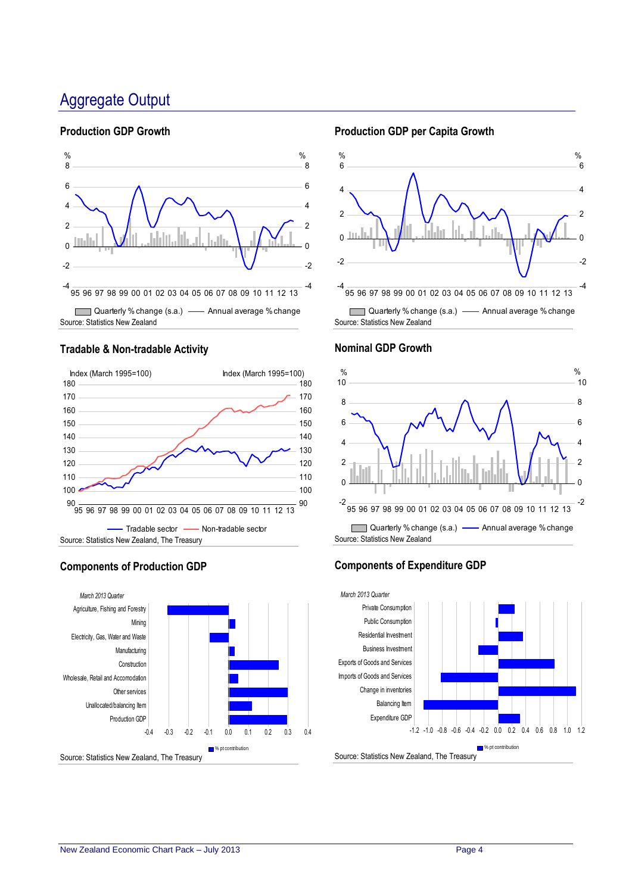# Aggregate Output

## Production GDP Growth

Quarterly % change (s.a.) — Annual average % change

Source: Statistics New Zealand

## Production GDP per Capita Growth

Quarterly % change (s.a.) — Annual average % change

Source: Statistics New Zealand

## Tradable & Non-tradable Activity

Index (March 1995=100)

Tradable sector — Non-tradable sector

Source: Statistics New Zealand, The Treasury

## Nominal GDP Growth

Quarterly % change (s.a.) — Annual average % change

Source: Statistics New Zealand

## Components of Production GDP

*March 2013 Quarter*

% pt contribution

Source: Statistics New Zealand, The Treasury

## Components of Expenditure GDP

*March 2013 Quarter*

% pt contribution

Source: Statistics New Zealand, The Treasury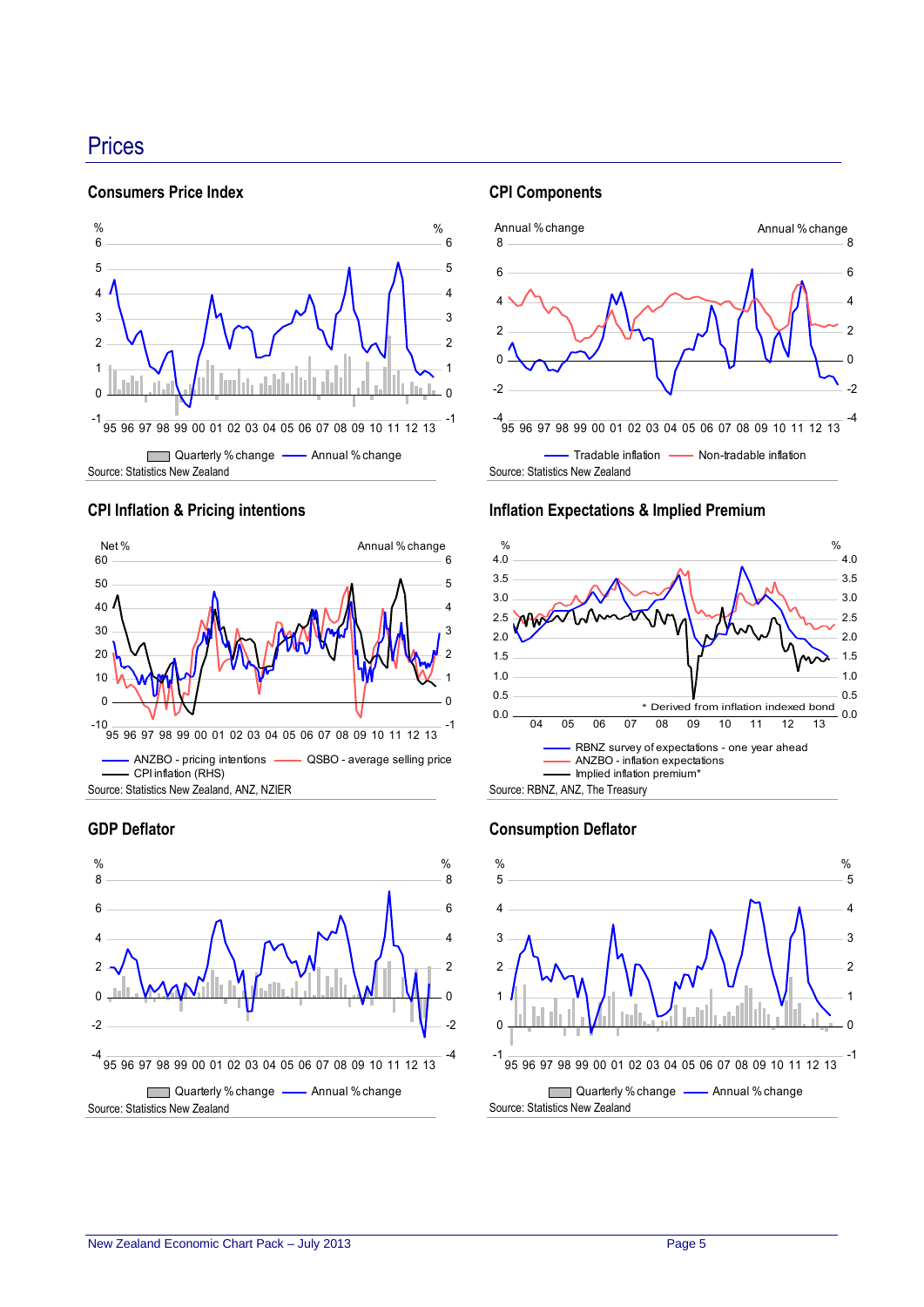# Prices

## Consumers Price Index

Quarterly % change — Annual % change

Source: Statistics New Zealand

## CPI Components

Tradable inflation — Non-tradable inflation

Source: Statistics New Zealand

## CPI Inflation & Pricing intentions

ANZBO - pricing intentions — QSBO - average selling price — CPI inflation (RHS)

Source: Statistics New Zealand, ANZ, NZIER

## Inflation Expectations & Implied Premium

\* Derived from inflation indexed bond

RBNZ survey of expectations - one year ahead — ANZBO - inflation expectations — Implied inflation premium*

Source: RBNZ, ANZ, The Treasury

## GDP Deflator

Quarterly % change — Annual % change

Source: Statistics New Zealand

## Consumption Deflator

Quarterly % change — Annual % change

Source: Statistics New Zealand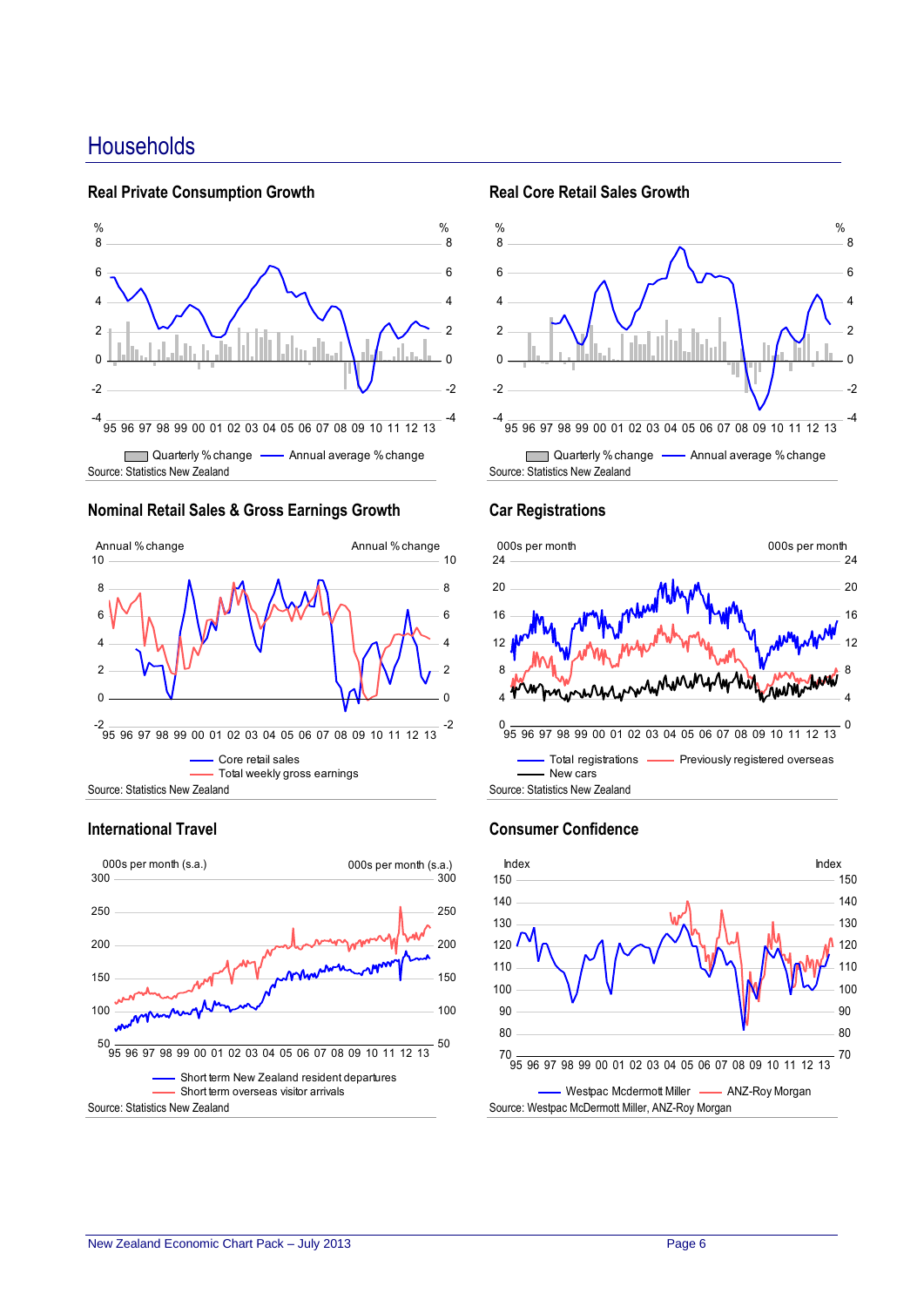# Households

## Real Private Consumption Growth

Quarterly % change — Annual average % change

Source: Statistics New Zealand

## Real Core Retail Sales Growth

Quarterly % change — Annual average % change

Source: Statistics New Zealand

## Nominal Retail Sales & Gross Earnings Growth

Core retail sales
Total weekly gross earnings

Source: Statistics New Zealand

## Car Registrations

Total registrations — Previously registered overseas — New cars

Source: Statistics New Zealand

## International Travel

Short term New Zealand resident departures
Short term overseas visitor arrivals

Source: Statistics New Zealand

## Consumer Confidence

Westpac Mcdermott Miller — ANZ-Roy Morgan

Source: Westpac McDermott Miller, ANZ-Roy Morgan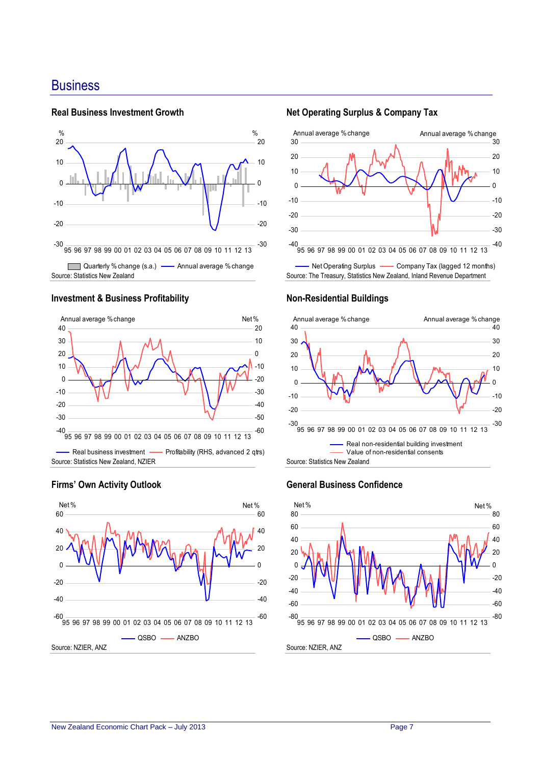# Business

### Real Business Investment Growth

Quarterly % change (s.a.) — Annual average % change

Source: Statistics New Zealand

### Net Operating Surplus & Company Tax

Net Operating Surplus — Company Tax (lagged 12 months)

Source: The Treasury, Statistics New Zealand, Inland Revenue Department

### Investment & Business Profitability

Real business investment — Profitability (RHS, advanced 2 qtrs)

Source: Statistics New Zealand, NZIER

### Non-Residential Buildings

Real non-residential building investment — Value of non-residential consents

Source: Statistics New Zealand

### Firms' Own Activity Outlook

QSBO — ANZBO

Source: NZIER, ANZ

### General Business Confidence

QSBO — ANZBO

Source: NZIER, ANZ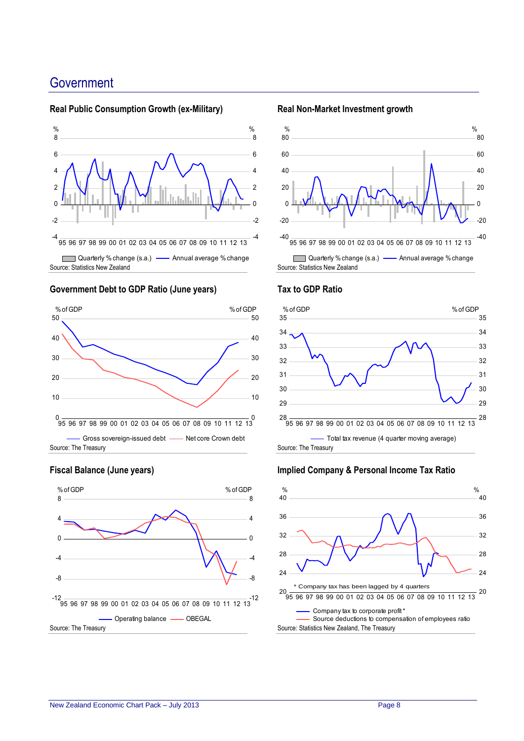# Government

### Real Public Consumption Growth (ex-Military)

Quarterly % change (s.a.) — Annual average % change

Source: Statistics New Zealand

### Real Non-Market Investment growth

Quarterly % change (s.a.) — Annual average % change

Source: Statistics New Zealand

### Government Debt to GDP Ratio (June years)

Gross sovereign-issued debt — Net core Crown debt

Source: The Treasury

### Tax to GDP Ratio

Total tax revenue (4 quarter moving average)

Source: The Treasury

### Fiscal Balance (June years)

Operating balance — OBEGAL

Source: The Treasury

### Implied Company & Personal Income Tax Ratio

\* Company tax has been lagged by 4 quarters

Company tax to corporate profit* — Source deductions to compensation of employees ratio

Source: Statistics New Zealand, The Treasury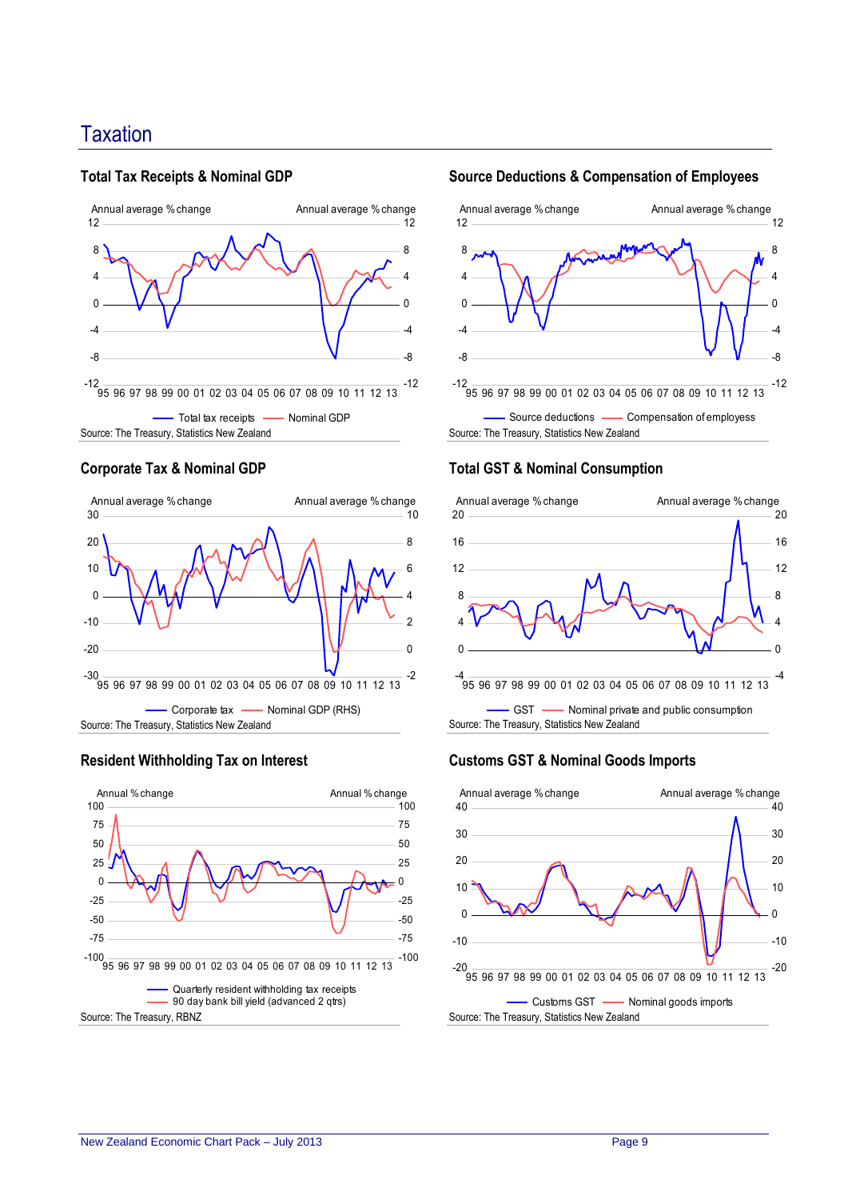# Taxation

## Total Tax Receipts & Nominal GDP

Annual average % change | Annual average % change

Total tax receipts — Nominal GDP

Source: The Treasury, Statistics New Zealand

## Source Deductions & Compensation of Employees

Annual average % change | Annual average % change

Source deductions — Compensation of employees

Source: The Treasury, Statistics New Zealand

## Corporate Tax & Nominal GDP

Annual average % change | Annual average % change

Corporate tax — Nominal GDP (RHS)

Source: The Treasury, Statistics New Zealand

## Total GST & Nominal Consumption

Annual average % change | Annual average % change

GST — Nominal private and public consumption

Source: The Treasury, Statistics New Zealand

## Resident Withholding Tax on Interest

Annual % change | Annual % change

Quarterly resident withholding tax receipts
90 day bank bill yield (advanced 2 qtrs)

Source: The Treasury, RBNZ

## Customs GST & Nominal Goods Imports

Annual average % change | Annual average % change

Customs GST — Nominal goods imports

Source: The Treasury, Statistics New Zealand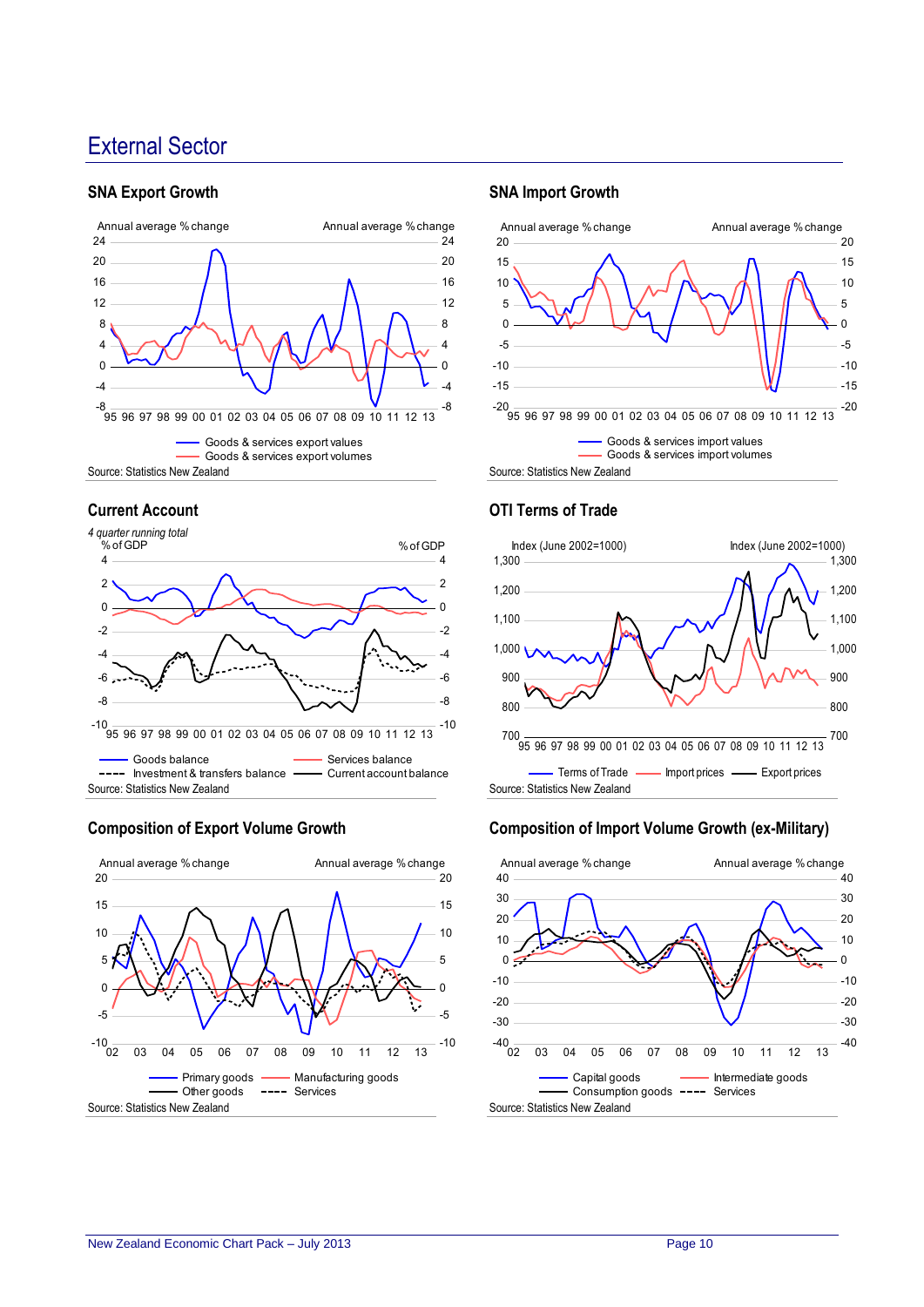# External Sector

## SNA Export Growth

Annual average % change | Annual average % change

Legend: Goods & services export values; Goods & services export volumes

Source: Statistics New Zealand

## SNA Import Growth

Annual average % change | Annual average % change

Legend: Goods & services import values; Goods & services import volumes

Source: Statistics New Zealand

## Current Account

*4 quarter running total*

% of GDP | % of GDP

Legend: Goods balance; Services balance; Investment & transfers balance; Current account balance

Source: Statistics New Zealand

## OTI Terms of Trade

Index (June 2002=1000) | Index (June 2002=1000)

Legend: Terms of Trade; Import prices; Export prices

Source: Statistics New Zealand

## Composition of Export Volume Growth

Annual average % change | Annual average % change

Legend: Primary goods; Manufacturing goods; Other goods; Services

Source: Statistics New Zealand

## Composition of Import Volume Growth (ex-Military)

Annual average % change | Annual average % change

Legend: Capital goods; Intermediate goods; Consumption goods; Services

Source: Statistics New Zealand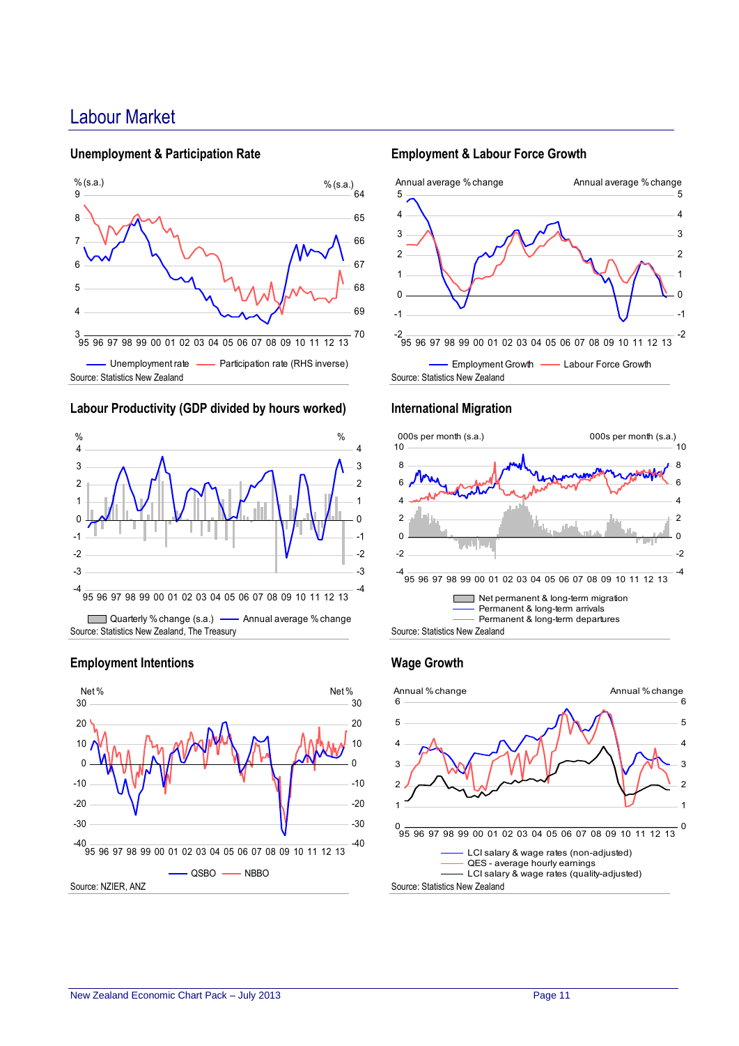# Labour Market

## Unemployment & Participation Rate

% (s.a.) | % (s.a.)

Unemployment rate — Participation rate (RHS inverse)

Source: Statistics New Zealand

## Employment & Labour Force Growth

Annual average % change | Annual average % change

Employment Growth — Labour Force Growth

Source: Statistics New Zealand

## Labour Productivity (GDP divided by hours worked)

% | %

Quarterly % change (s.a.) — Annual average % change

Source: Statistics New Zealand, The Treasury

## International Migration

000s per month (s.a.) | 000s per month (s.a.)

Net permanent & long-term migration — Permanent & long-term arrivals — Permanent & long-term departures

Source: Statistics New Zealand

## Employment Intentions

Net % | Net %

QSBO — NBBO

Source: NZIER, ANZ

## Wage Growth

Annual % change | Annual % change

LCI salary & wage rates (non-adjusted) — QES - average hourly earnings — LCI salary & wage rates (quality-adjusted)

Source: Statistics New Zealand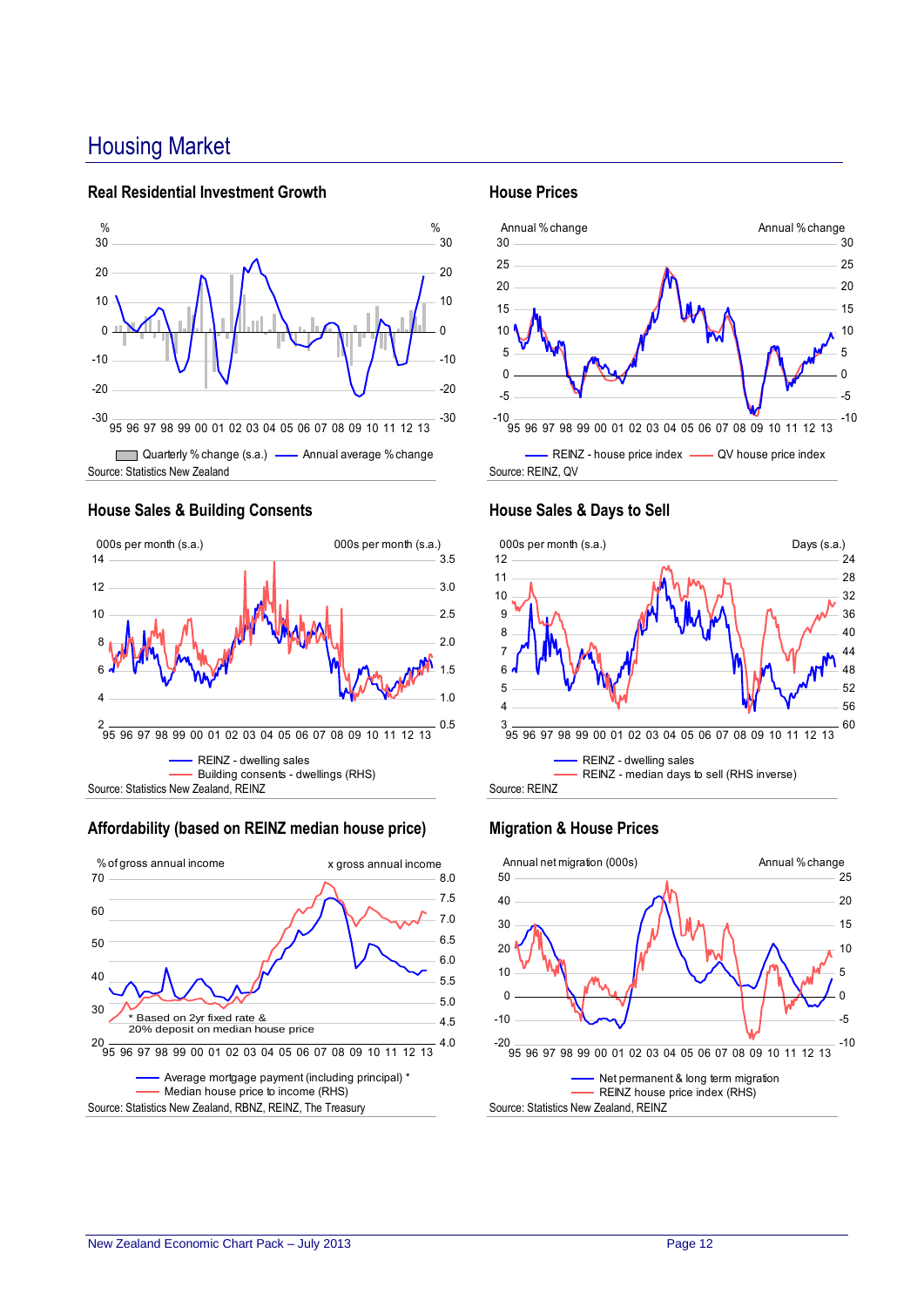# Housing Market

### Real Residential Investment Growth

% | %

Quarterly % change (s.a.) — Annual average % change

Source: Statistics New Zealand

### House Prices

Annual % change | Annual % change

REINZ - house price index — QV house price index

Source: REINZ, QV

### House Sales & Building Consents

000s per month (s.a.) | 000s per month (s.a.)

REINZ - dwelling sales
Building consents - dwellings (RHS)

Source: Statistics New Zealand, REINZ

### House Sales & Days to Sell

000s per month (s.a.) | Days (s.a.)

REINZ - dwelling sales
REINZ - median days to sell (RHS inverse)

Source: REINZ

### Affordability (based on REINZ median house price)

% of gross annual income | x gross annual income

\* Based on 2yr fixed rate & 20% deposit on median house price

Average mortgage payment (including principal) *
Median house price to income (RHS)

Source: Statistics New Zealand, RBNZ, REINZ, The Treasury

### Migration & House Prices

Annual net migration (000s) | Annual % change

Net permanent & long term migration
REINZ house price index (RHS)

Source: Statistics New Zealand, REINZ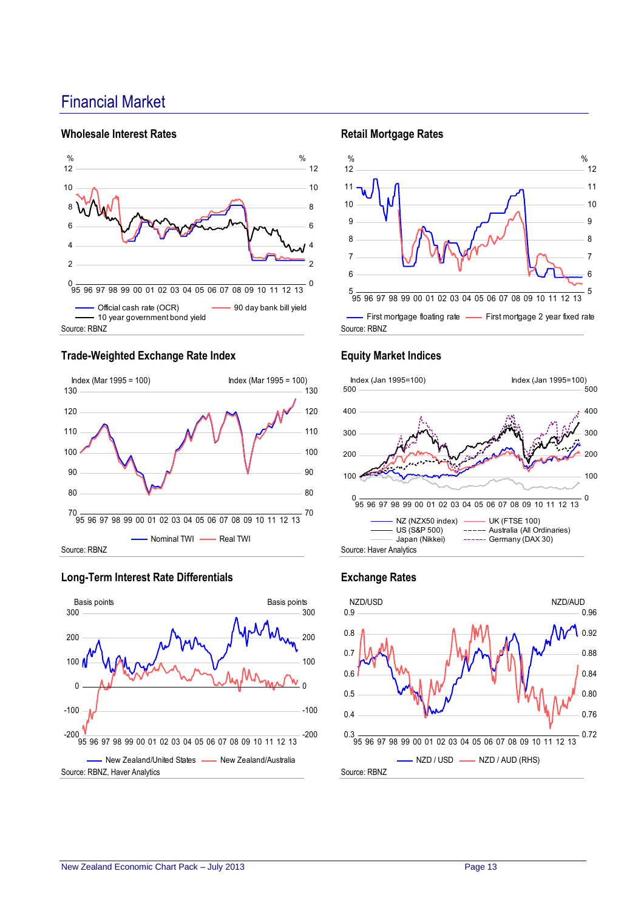# Financial Market

### Wholesale Interest Rates

%
12
10
8
6
4
2
0

95 96 97 98 99 00 01 02 03 04 05 06 07 08 09 10 11 12 13

Official cash rate (OCR) — 90 day bank bill yield — 10 year government bond yield

Source: RBNZ

### Retail Mortgage Rates

%
12
11
10
9
8
7
6
5

95 96 97 98 99 00 01 02 03 04 05 06 07 08 09 10 11 12 13

First mortgage floating rate — First mortgage 2 year fixed rate

Source: RBNZ

### Trade-Weighted Exchange Rate Index

Index (Mar 1995 = 100)
130
120
110
100
90
80
70

95 96 97 98 99 00 01 02 03 04 05 06 07 08 09 10 11 12 13

Nominal TWI — Real TWI

Source: RBNZ

### Equity Market Indices

Index (Jan 1995=100)
500
400
300
200
100
0

95 96 97 98 99 00 01 02 03 04 05 06 07 08 09 10 11 12 13

NZ (NZX50 index) — UK (FTSE 100) — US (S&P 500) — Australia (All Ordinaries) — Japan (Nikkei) — Germany (DAX 30)

Source: Haver Analytics

### Long-Term Interest Rate Differentials

Basis points
300
200
100
0
-100
-200

95 96 97 98 99 00 01 02 03 04 05 06 07 08 09 10 11 12 13

New Zealand/United States — New Zealand/Australia

Source: RBNZ, Haver Analytics

### Exchange Rates

NZD/USD: 0.9, 0.8, 0.7, 0.6, 0.5, 0.4, 0.3
NZD/AUD: 0.96, 0.92, 0.88, 0.84, 0.80, 0.76, 0.72

95 96 97 98 99 00 01 02 03 04 05 06 07 08 09 10 11 12 13

NZD / USD — NZD / AUD (RHS)

Source: RBNZ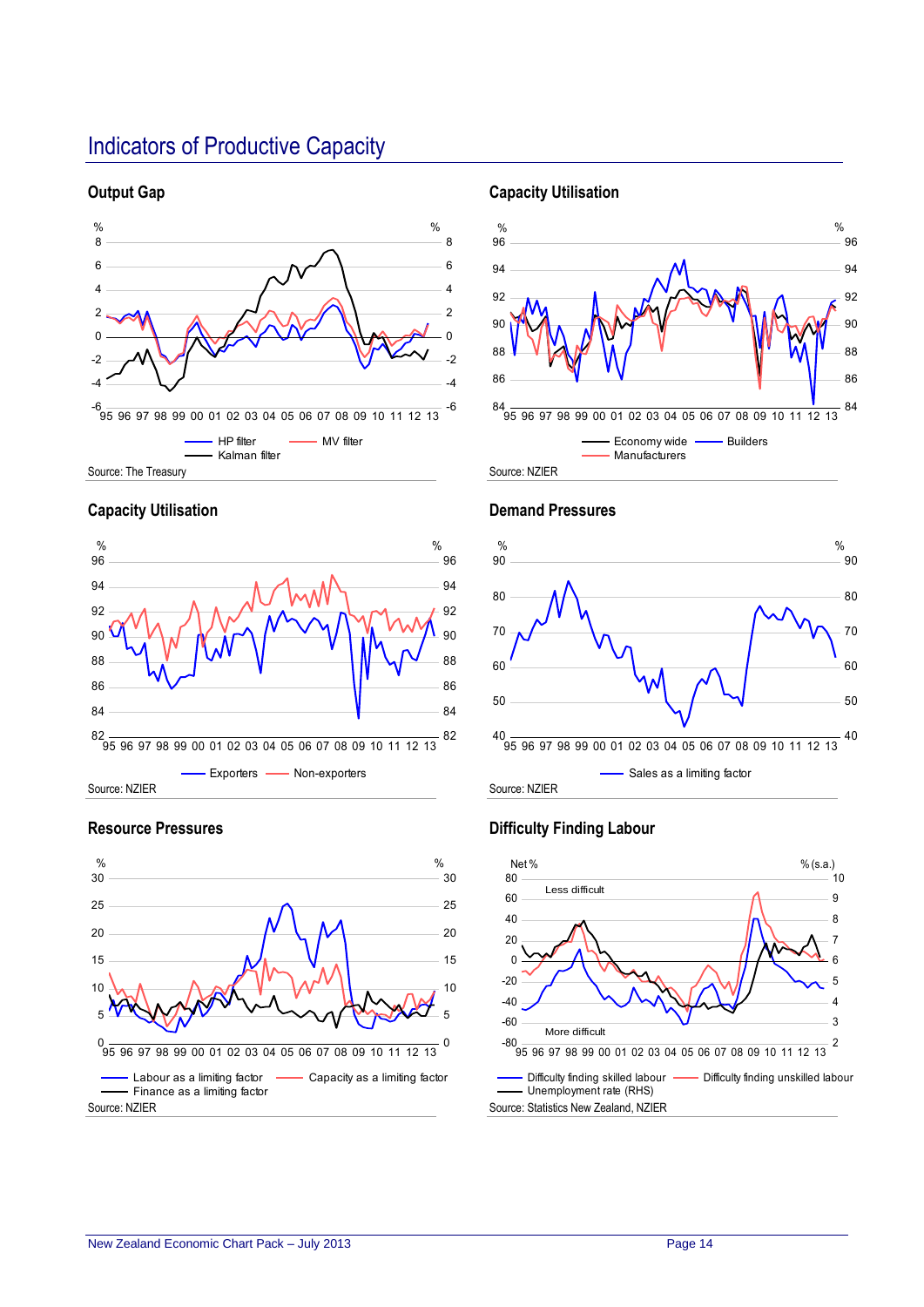# Indicators of Productive Capacity

## Output Gap

% 8 6 4 2 0 -2 -4 -6

95 96 97 98 99 00 01 02 03 04 05 06 07 08 09 10 11 12 13

HP filter — MV filter — Kalman filter

Source: The Treasury

## Capacity Utilisation

% 96 94 92 90 88 86 84

95 96 97 98 99 00 01 02 03 04 05 06 07 08 09 10 11 12 13

Economy wide — Builders — Manufacturers

Source: NZIER

## Capacity Utilisation

% 96 94 92 90 88 86 84 82

95 96 97 98 99 00 01 02 03 04 05 06 07 08 09 10 11 12 13

Exporters — Non-exporters

Source: NZIER

## Demand Pressures

% 90 80 70 60 50 40

95 96 97 98 99 00 01 02 03 04 05 06 07 08 09 10 11 12 13

Sales as a limiting factor

Source: NZIER

## Resource Pressures

% 30 25 20 15 10 5 0

95 96 97 98 99 00 01 02 03 04 05 06 07 08 09 10 11 12 13

Labour as a limiting factor — Capacity as a limiting factor — Finance as a limiting factor

Source: NZIER

## Difficulty Finding Labour

Net % 80 60 40 20 0 -20 -40 -60 -80

% (s.a.) 10 9 8 7 6 5 4 3 2

Less difficult

More difficult

95 96 97 98 99 00 01 02 03 04 05 06 07 08 09 10 11 12 13

Difficulty finding skilled labour — Difficulty finding unskilled labour — Unemployment rate (RHS)

Source: Statistics New Zealand, NZIER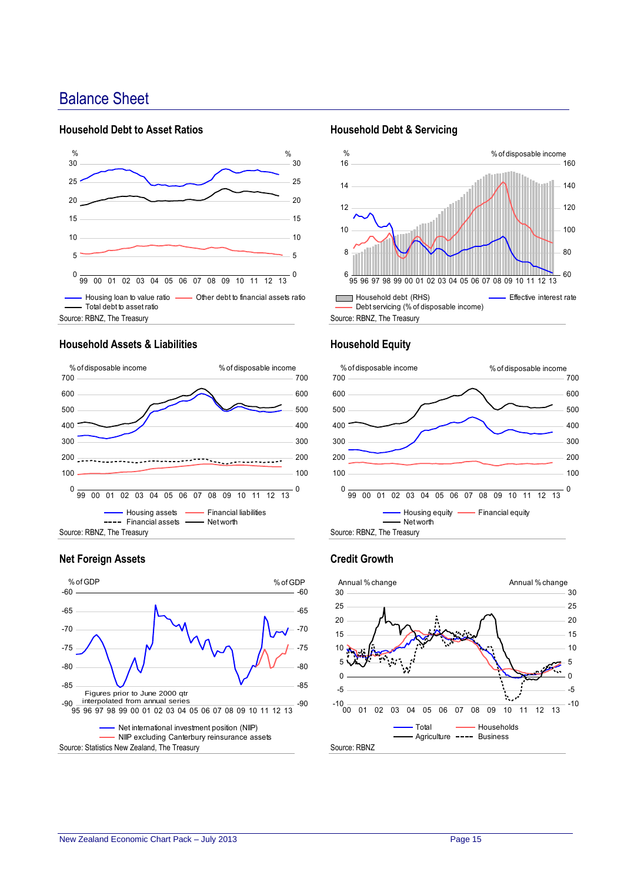# Balance Sheet

### Household Debt to Asset Ratios

%

30
25
20
15
10
5
0

99 00 01 02 03 04 05 06 07 08 09 10 11 12 13

Housing loan to value ratio — Other debt to financial assets ratio — Total debt to asset ratio

Source: RBNZ, The Treasury

### Household Debt & Servicing

% — % of disposable income

Household debt (RHS) — Effective interest rate — Debt servicing (% of disposable income)

Source: RBNZ, The Treasury

### Household Assets & Liabilities

% of disposable income

Housing assets — Financial liabilities — Financial assets — Net worth

Source: RBNZ, The Treasury

### Household Equity

% of disposable income

Housing equity — Financial equity — Net worth

Source: RBNZ, The Treasury

### Net Foreign Assets

% of GDP

Figures prior to June 2000 qtr interpolated from annual series

Net international investment position (NIIP) — NIIP excluding Canterbury reinsurance assets

Source: Statistics New Zealand, The Treasury

### Credit Growth

Annual % change

Total — Households — Agriculture — Business

Source: RBNZ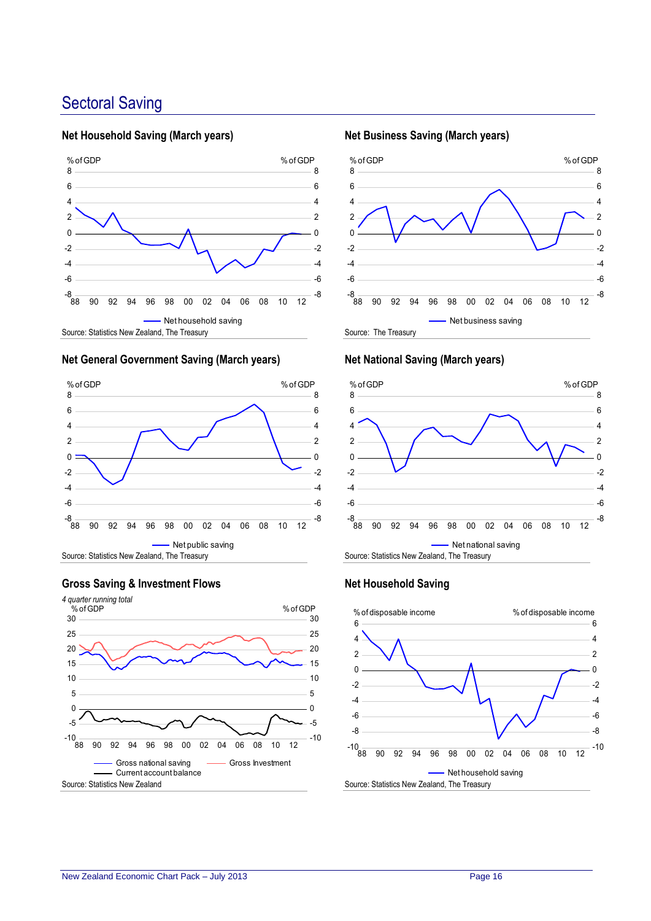# Sectoral Saving

## Net Household Saving (March years)

% of GDP | % of GDP

8, 6, 4, 2, 0, -2, -4, -6, -8

88 90 92 94 96 98 00 02 04 06 08 10 12

Net household saving

Source: Statistics New Zealand, The Treasury

## Net Business Saving (March years)

% of GDP | % of GDP

8, 6, 4, 2, 0, -2, -4, -6, -8

88 90 92 94 96 98 00 02 04 06 08 10 12

Net business saving

Source: The Treasury

## Net General Government Saving (March years)

% of GDP | % of GDP

8, 6, 4, 2, 0, -2, -4, -6, -8

88 90 92 94 96 98 00 02 04 06 08 10 12

Net public saving

Source: Statistics New Zealand, The Treasury

## Net National Saving (March years)

% of GDP | % of GDP

8, 6, 4, 2, 0, -2, -4, -6, -8

88 90 92 94 96 98 00 02 04 06 08 10 12

Net national saving

Source: Statistics New Zealand, The Treasury

## Gross Saving & Investment Flows

*4 quarter running total*

% of GDP | % of GDP

30, 25, 20, 15, 10, 5, 0, -5, -10

88 90 92 94 96 98 00 02 04 06 08 10 12

Gross national saving | Gross Investment | Current account balance

Source: Statistics New Zealand

## Net Household Saving

% of disposable income | % of disposable income

6, 4, 2, 0, -2, -4, -6, -8, -10

88 90 92 94 96 98 00 02 04 06 08 10 12

Net household saving

Source: Statistics New Zealand, The Treasury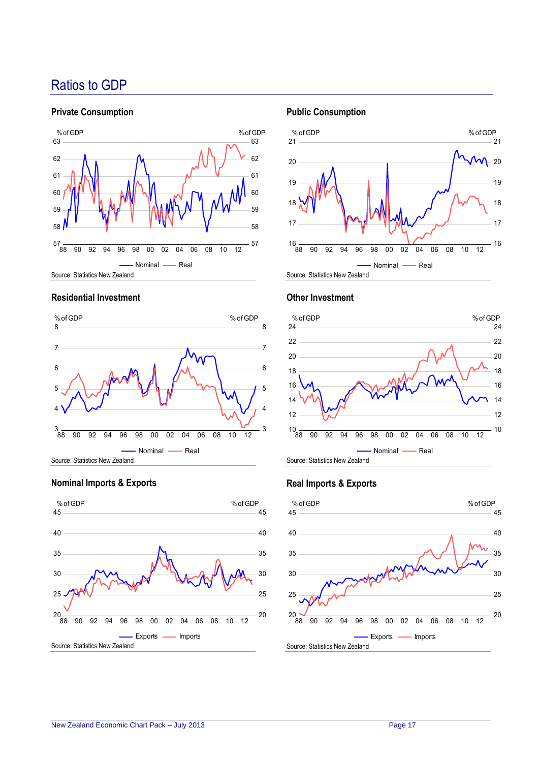# Ratios to GDP

## Private Consumption

% of GDP

Nominal — Real

Source: Statistics New Zealand

## Public Consumption

% of GDP

Nominal — Real

Source: Statistics New Zealand

## Residential Investment

% of GDP

Nominal — Real

Source: Statistics New Zealand

## Other Investment

% of GDP

Nominal — Real

Source: Statistics New Zealand

## Nominal Imports & Exports

% of GDP

Exports — Imports

Source: Statistics New Zealand

## Real Imports & Exports

% of GDP

Exports — Imports

Source: Statistics New Zealand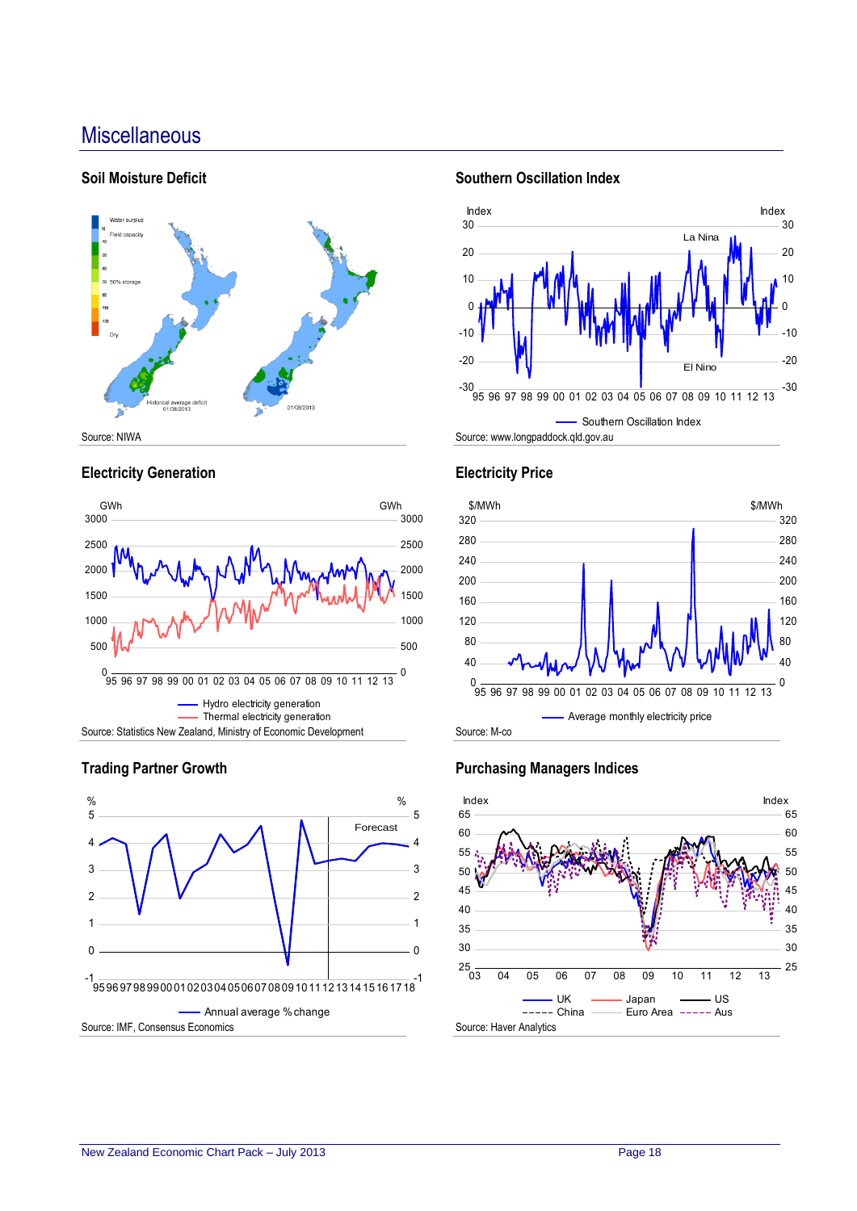# Miscellaneous

## Soil Moisture Deficit

Water surplus
Field capacity
50% storage
Dry

Historical average deficit 01/08/2013

01/08/2013

Source: NIWA

## Southern Oscillation Index

Index | Index

La Nina

El Nino

95 96 97 98 99 00 01 02 03 04 05 06 07 08 09 10 11 12 13

Southern Oscillation Index

Source: www.longpaddock.qld.gov.au

## Electricity Generation

GWh | GWh

95 96 97 98 99 00 01 02 03 04 05 06 07 08 09 10 11 12 13

Hydro electricity generation
Thermal electricity generation

Source: Statistics New Zealand, Ministry of Economic Development

## Electricity Price

$/MWh | $/MWh

95 96 97 98 99 00 01 02 03 04 05 06 07 08 09 10 11 12 13

Average monthly electricity price

Source: M-co

## Trading Partner Growth

% | %

Forecast

95 96 97 98 99 00 01 02 03 04 05 06 07 08 09 10 11 12 13 14 15 16 17 18

Annual average % change

Source: IMF, Consensus Economics

## Purchasing Managers Indices

Index | Index

03 04 05 06 07 08 09 10 11 12 13

UK, Japan, US, China, Euro Area, Aus

Source: Haver Analytics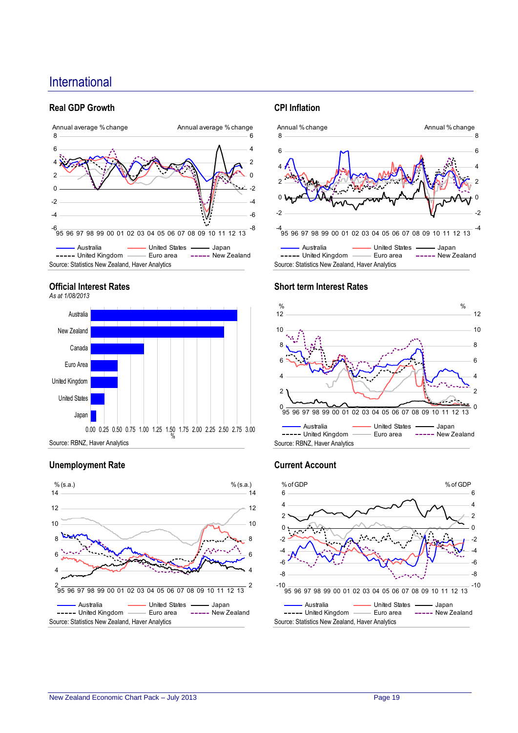# International

## Real GDP Growth

Annual average % change | Annual average % change

Australia | United States | Japan | United Kingdom | Euro area | New Zealand

Source: Statistics New Zealand, Haver Analytics

## CPI Inflation

Annual % change | Annual % change

Australia | United States | Japan | United Kingdom | Euro area | New Zealand

Source: Statistics New Zealand, Haver Analytics

## Official Interest Rates

*As at 1/08/2013*

Australia, New Zealand, Canada, Euro Area, United Kingdom, United States, Japan

%

Source: RBNZ, Haver Analytics

## Short term Interest Rates

% | %

Australia | United States | Japan | United Kingdom | Euro area | New Zealand

Source: RBNZ, Haver Analytics

## Unemployment Rate

% (s.a.) | % (s.a.)

Australia | United States | Japan | United Kingdom | Euro area | New Zealand

Source: Statistics New Zealand, Haver Analytics

## Current Account

% of GDP | % of GDP

Australia | United States | Japan | United Kingdom | Euro area | New Zealand

Source: Statistics New Zealand, Haver Analytics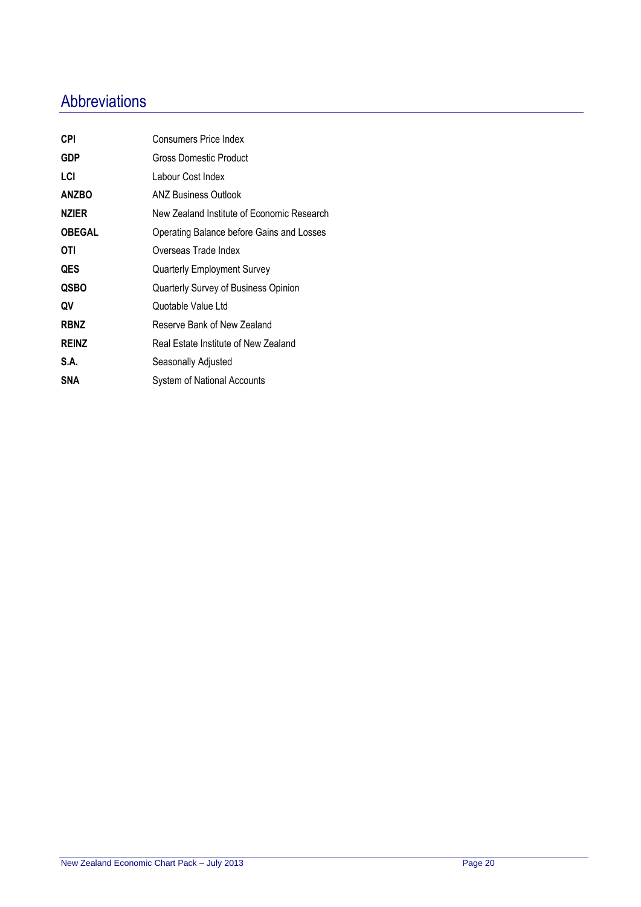## Abbreviations

| | |
|---|---|
| **CPI** | Consumers Price Index |
| **GDP** | Gross Domestic Product |
| **LCI** | Labour Cost Index |
| **ANZBO** | ANZ Business Outlook |
| **NZIER** | New Zealand Institute of Economic Research |
| **OBEGAL** | Operating Balance before Gains and Losses |
| **OTI** | Overseas Trade Index |
| **QES** | Quarterly Employment Survey |
| **QSBO** | Quarterly Survey of Business Opinion |
| **QV** | Quotable Value Ltd |
| **RBNZ** | Reserve Bank of New Zealand |
| **REINZ** | Real Estate Institute of New Zealand |
| **S.A.** | Seasonally Adjusted |
| **SNA** | System of National Accounts |